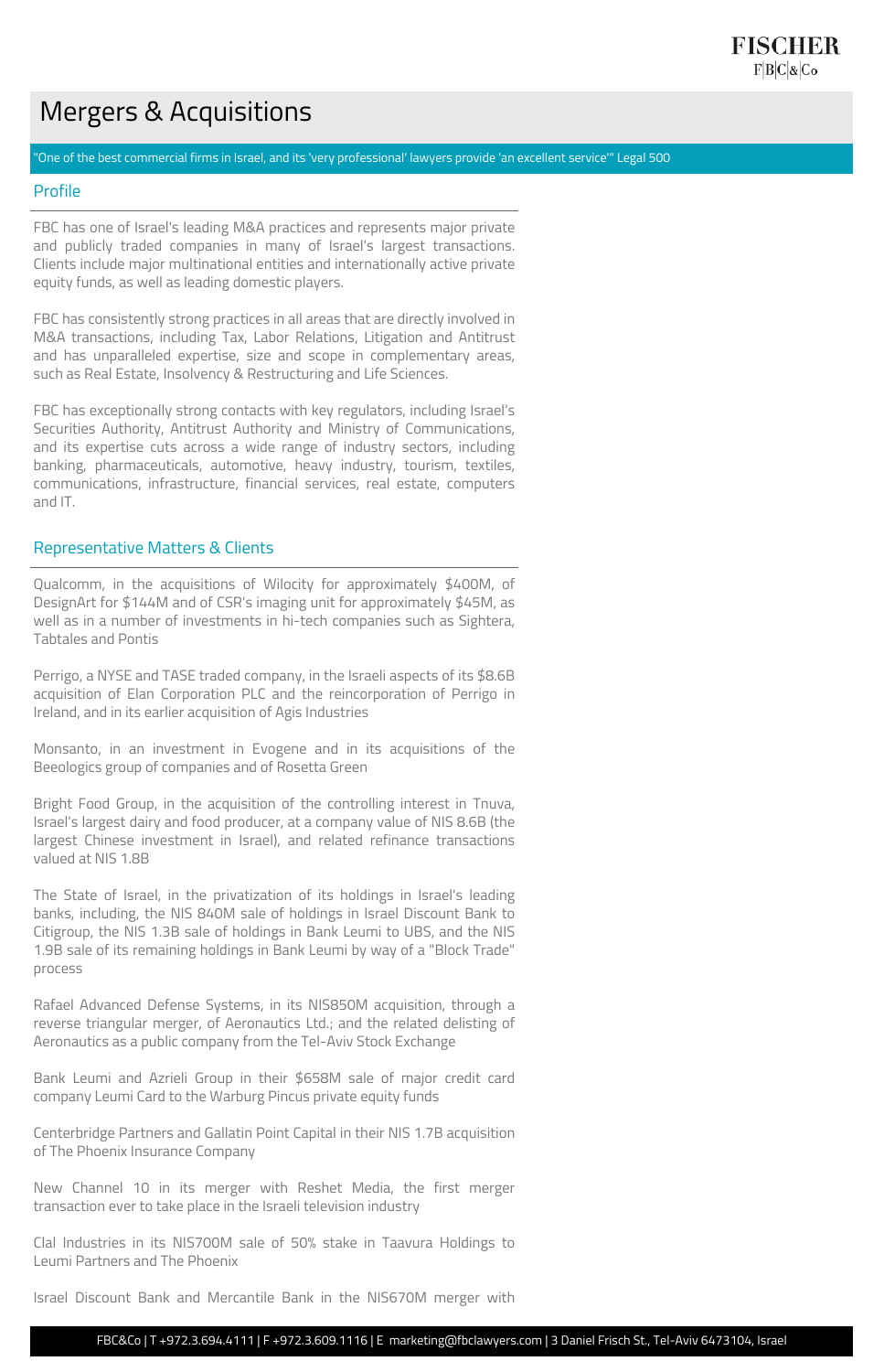# Mergers & Acquisitions

"One of the best commercial firms in Israel, and its 'very professional' lawyers provide 'an excellent service'" Legal 500

## Profile

FBC has one of Israel's leading M&A practices and represents major private and publicly traded companies in many of Israel's largest transactions. Clients include major multinational entities and internationally active private equity funds, as well as leading domestic players.

FBC has consistently strong practices in all areas that are directly involved in M&A transactions, including Tax, Labor Relations, Litigation and Antitrust and has unparalleled expertise, size and scope in complementary areas, such as Real Estate, Insolvency & Restructuring and Life Sciences.

FBC has exceptionally strong contacts with key regulators, including Israel's Securities Authority, Antitrust Authority and Ministry of Communications, and its expertise cuts across a wide range of industry sectors, including banking, pharmaceuticals, automotive, heavy industry, tourism, textiles, communications, infrastructure, financial services, real estate, computers and IT.

## Representative Matters & Clients

Qualcomm, in the acquisitions of Wilocity for approximately $400M, of DesignArt for $144M and of CSR's imaging unit for approximately $45M, as well as in a number of investments in hi-tech companies such as Sightera, Tabtales and Pontis

Perrigo, a NYSE and TASE traded company, in the Israeli aspects of its $8.6B acquisition of Elan Corporation PLC and the reincorporation of Perrigo in Ireland, and in its earlier acquisition of Agis Industries

Monsanto, in an investment in Evogene and in its acquisitions of the Beeologics group of companies and of Rosetta Green

Bright Food Group, in the acquisition of the controlling interest in Tnuva, Israel's largest dairy and food producer, at a company value of NIS 8.6B (the largest Chinese investment in Israel), and related refinance transactions valued at NIS 1.8B

The State of Israel, in the privatization of its holdings in Israel's leading banks, including, the NIS 840M sale of holdings in Israel Discount Bank to Citigroup, the NIS 1.3B sale of holdings in Bank Leumi to UBS, and the NIS 1.9B sale of its remaining holdings in Bank Leumi by way of a "Block Trade" process

Rafael Advanced Defense Systems, in its NIS850M acquisition, through a reverse triangular merger, of Aeronautics Ltd.; and the related delisting of Aeronautics as a public company from the Tel-Aviv Stock Exchange

Bank Leumi and Azrieli Group in their $658M sale of major credit card company Leumi Card to the Warburg Pincus private equity funds

Centerbridge Partners and Gallatin Point Capital in their NIS 1.7B acquisition of The Phoenix Insurance Company

New Channel 10 in its merger with Reshet Media, the first merger transaction ever to take place in the Israeli television industry

Clal Industries in its NIS700M sale of 50% stake in Taavura Holdings to Leumi Partners and The Phoenix

Israel Discount Bank and Mercantile Bank in the NIS670M merger with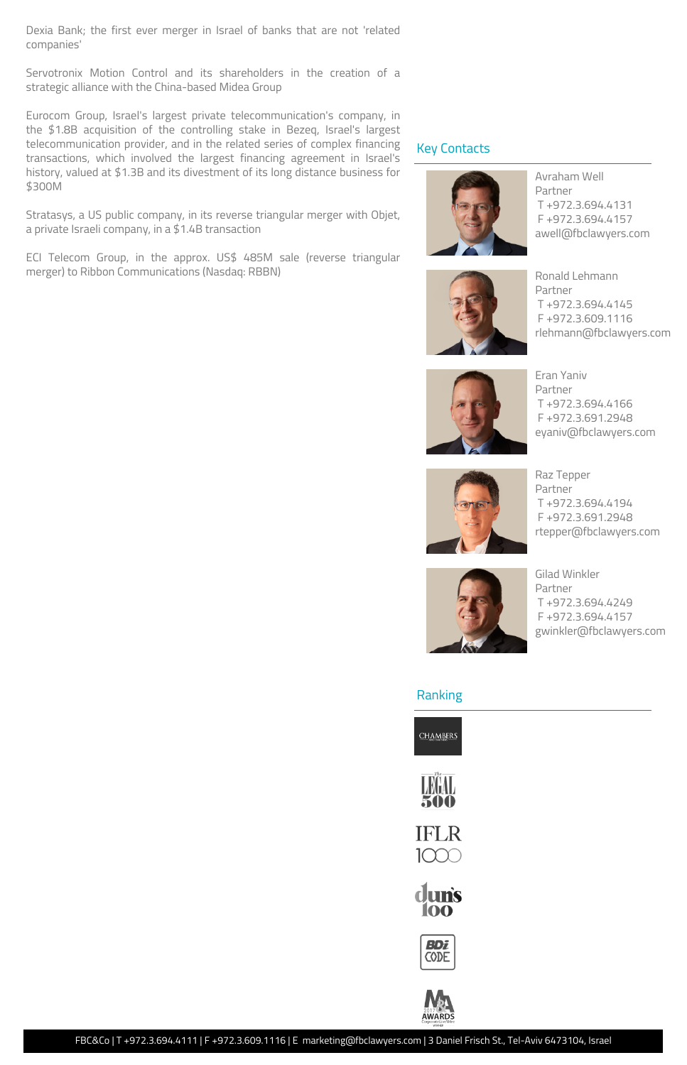Dexia Bank; the first ever merger in Israel of banks that are not 'related companies'

Servotronix Motion Control and its shareholders in the creation of a strategic alliance with the China-based Midea Group

Eurocom Group, Israel's largest private telecommunication's company, in the $1.8B acquisition of the controlling stake in Bezeq, Israel's largest telecommunication provider, and in the related series of complex financing transactions, which involved the largest financing agreement in Israel's history, valued at $1.3B and its divestment of its long distance business for $300M

Stratasys, a US public company, in its reverse triangular merger with Objet, a private Israeli company, in a $1.4B transaction

ECI Telecom Group, in the approx. US$ 485M sale (reverse triangular merger) to Ribbon Communications (Nasdaq: RBBN)

## Key Contacts

Avraham Well
Partner
T +972.3.694.4131
F +972.3.694.4157
awell@fbclawyers.com

Ronald Lehmann
Partner
T +972.3.694.4145
F +972.3.609.1116
rlehmann@fbclawyers.com

Eran Yaniv
Partner
T +972.3.694.4166
F +972.3.691.2948
eyaniv@fbclawyers.com

Raz Tepper
Partner
T +972.3.694.4194
F +972.3.691.2948
rtepper@fbclawyers.com

Gilad Winkler
Partner
T +972.3.694.4249
F +972.3.694.4157
gwinkler@fbclawyers.com

## Ranking

CHAMBERS

The LEGAL 500

IFLR 1000

dun's 100

BDi CODE

M&A AWARDS 2017

FBC&Co | T +972.3.694.4111 | F +972.3.609.1116 | E marketing@fbclawyers.com | 3 Daniel Frisch St., Tel-Aviv 6473104, Israel